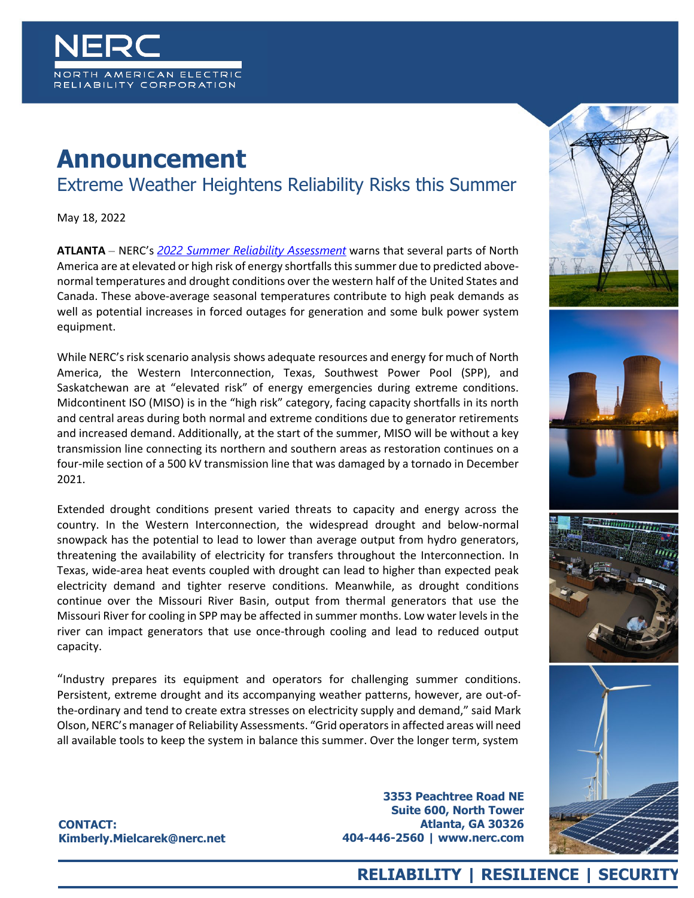NERC

NORTH AMERICAN ELECTRIC RELIABILITY CORPORATION

# Announcement

## Extreme Weather Heightens Reliability Risks this Summer

May 18, 2022

**ATLANTA** – NERC's *2022 Summer Reliability Assessment* warns that several parts of North America are at elevated or high risk of energy shortfalls this summer due to predicted above-normal temperatures and drought conditions over the western half of the United States and Canada. These above-average seasonal temperatures contribute to high peak demands as well as potential increases in forced outages for generation and some bulk power system equipment.

While NERC's risk scenario analysis shows adequate resources and energy for much of North America, the Western Interconnection, Texas, Southwest Power Pool (SPP), and Saskatchewan are at "elevated risk" of energy emergencies during extreme conditions. Midcontinent ISO (MISO) is in the "high risk" category, facing capacity shortfalls in its north and central areas during both normal and extreme conditions due to generator retirements and increased demand. Additionally, at the start of the summer, MISO will be without a key transmission line connecting its northern and southern areas as restoration continues on a four-mile section of a 500 kV transmission line that was damaged by a tornado in December 2021.

Extended drought conditions present varied threats to capacity and energy across the country. In the Western Interconnection, the widespread drought and below-normal snowpack has the potential to lead to lower than average output from hydro generators, threatening the availability of electricity for transfers throughout the Interconnection. In Texas, wide-area heat events coupled with drought can lead to higher than expected peak electricity demand and tighter reserve conditions. Meanwhile, as drought conditions continue over the Missouri River Basin, output from thermal generators that use the Missouri River for cooling in SPP may be affected in summer months. Low water levels in the river can impact generators that use once-through cooling and lead to reduced output capacity.

"Industry prepares its equipment and operators for challenging summer conditions. Persistent, extreme drought and its accompanying weather patterns, however, are out-of-the-ordinary and tend to create extra stresses on electricity supply and demand," said Mark Olson, NERC's manager of Reliability Assessments. "Grid operators in affected areas will need all available tools to keep the system in balance this summer. Over the longer term, system

**CONTACT:**
**Kimberly.Mielcarek@nerc.net**

**3353 Peachtree Road NE**
**Suite 600, North Tower**
**Atlanta, GA 30326**
**404-446-2560 | www.nerc.com**

**RELIABILITY | RESILIENCE | SECURITY**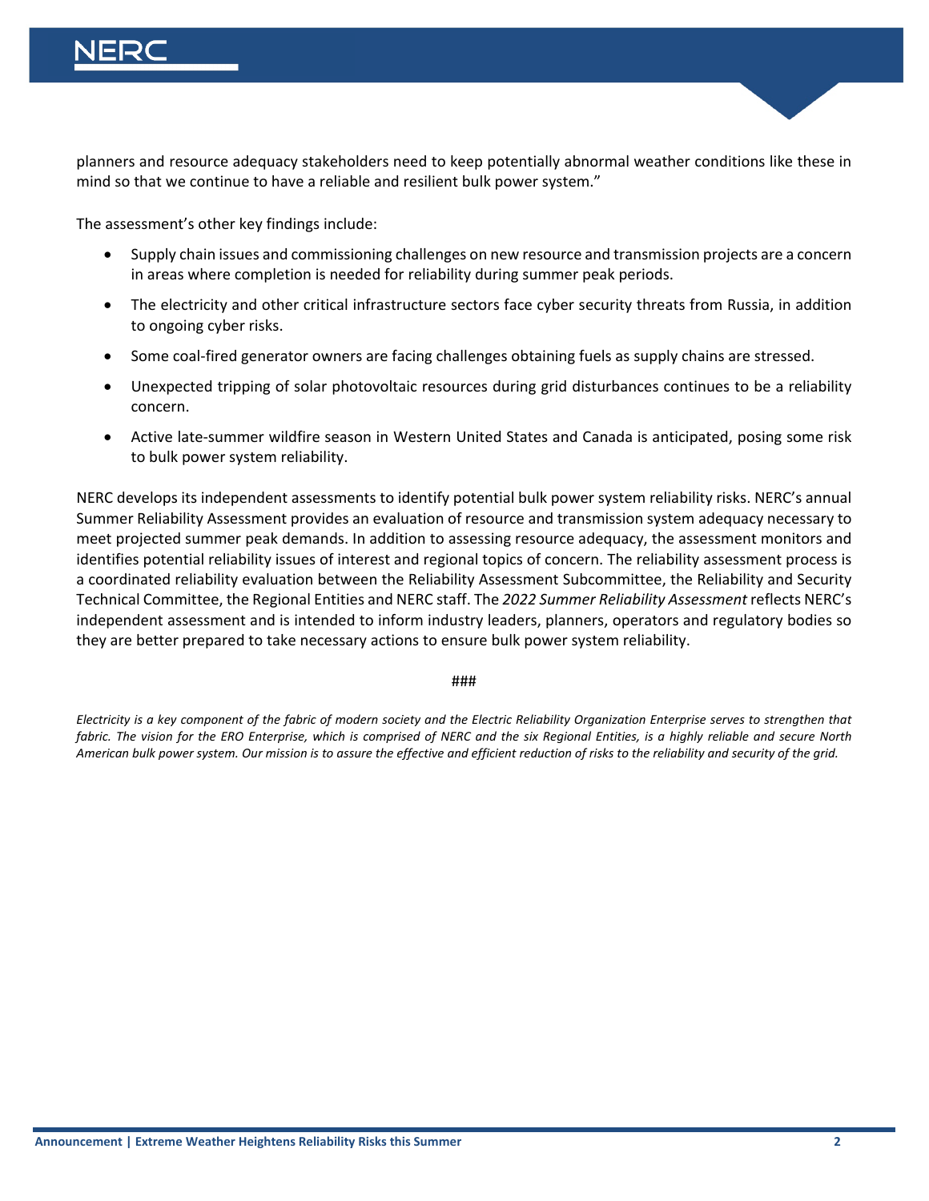planners and resource adequacy stakeholders need to keep potentially abnormal weather conditions like these in mind so that we continue to have a reliable and resilient bulk power system."

The assessment's other key findings include:

- Supply chain issues and commissioning challenges on new resource and transmission projects are a concern in areas where completion is needed for reliability during summer peak periods.
- The electricity and other critical infrastructure sectors face cyber security threats from Russia, in addition to ongoing cyber risks.
- Some coal-fired generator owners are facing challenges obtaining fuels as supply chains are stressed.
- Unexpected tripping of solar photovoltaic resources during grid disturbances continues to be a reliability concern.
- Active late-summer wildfire season in Western United States and Canada is anticipated, posing some risk to bulk power system reliability.

NERC develops its independent assessments to identify potential bulk power system reliability risks. NERC's annual Summer Reliability Assessment provides an evaluation of resource and transmission system adequacy necessary to meet projected summer peak demands. In addition to assessing resource adequacy, the assessment monitors and identifies potential reliability issues of interest and regional topics of concern. The reliability assessment process is a coordinated reliability evaluation between the Reliability Assessment Subcommittee, the Reliability and Security Technical Committee, the Regional Entities and NERC staff. The *2022 Summer Reliability Assessment* reflects NERC's independent assessment and is intended to inform industry leaders, planners, operators and regulatory bodies so they are better prepared to take necessary actions to ensure bulk power system reliability.

###

*Electricity is a key component of the fabric of modern society and the Electric Reliability Organization Enterprise serves to strengthen that fabric. The vision for the ERO Enterprise, which is comprised of NERC and the six Regional Entities, is a highly reliable and secure North American bulk power system. Our mission is to assure the effective and efficient reduction of risks to the reliability and security of the grid.*